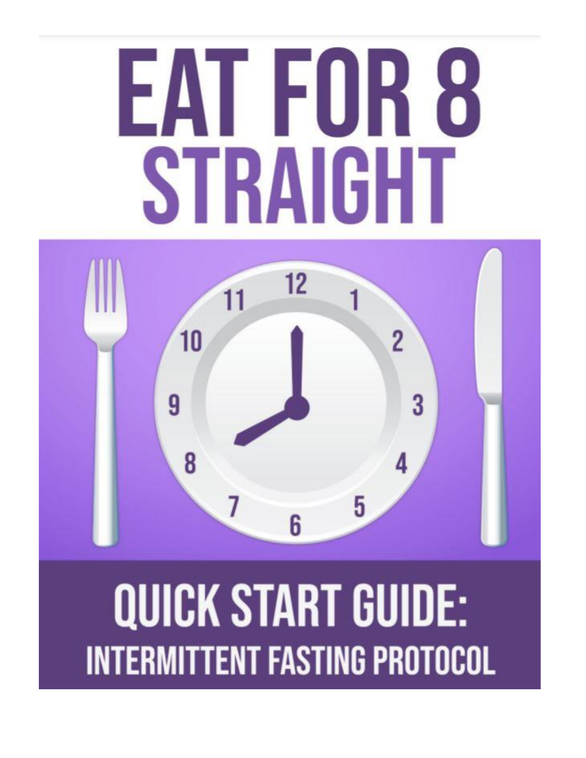# EAT FOR 8 STRAIGHT

## QUICK START GUIDE:
## INTERMITTENT FASTING PROTOCOL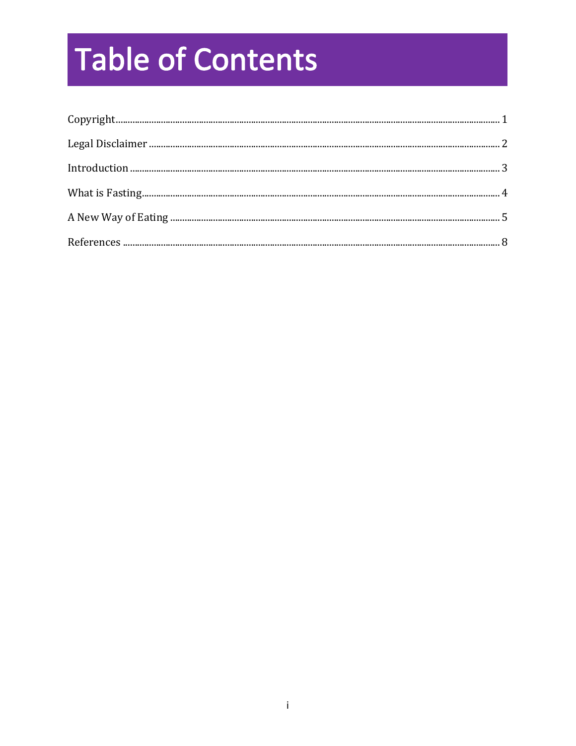# Table of Contents

Copyright ........................................................................................................ 1

Legal Disclaimer ............................................................................................... 2

Introduction ..................................................................................................... 3

What is Fasting.................................................................................................. 4

A New Way of Eating ....................................................................................... 5

References ....................................................................................................... 8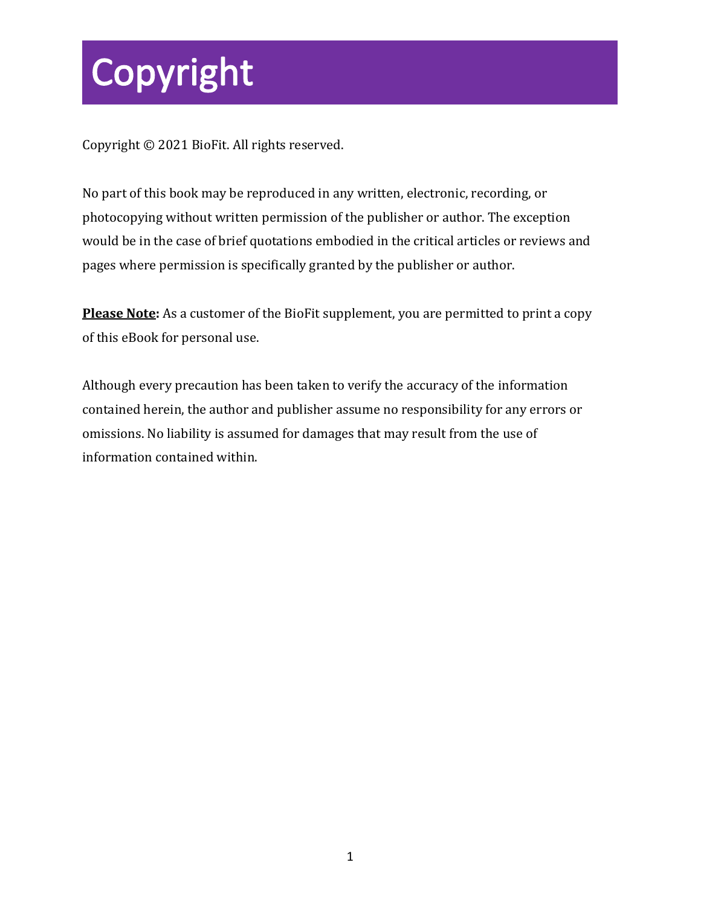# Copyright

Copyright © 2021 BioFit. All rights reserved.

No part of this book may be reproduced in any written, electronic, recording, or photocopying without written permission of the publisher or author. The exception would be in the case of brief quotations embodied in the critical articles or reviews and pages where permission is specifically granted by the publisher or author.

**Please Note:** As a customer of the BioFit supplement, you are permitted to print a copy of this eBook for personal use.

Although every precaution has been taken to verify the accuracy of the information contained herein, the author and publisher assume no responsibility for any errors or omissions. No liability is assumed for damages that may result from the use of information contained within.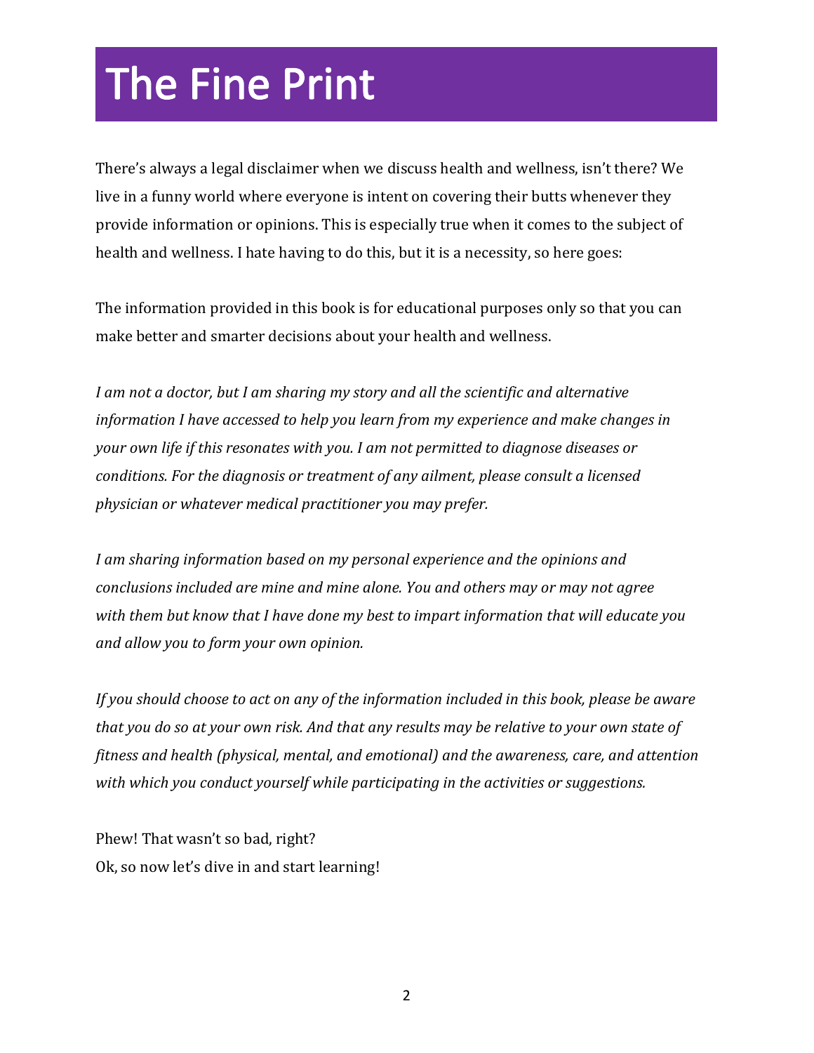# The Fine Print

There's always a legal disclaimer when we discuss health and wellness, isn't there? We live in a funny world where everyone is intent on covering their butts whenever they provide information or opinions. This is especially true when it comes to the subject of health and wellness. I hate having to do this, but it is a necessity, so here goes:

The information provided in this book is for educational purposes only so that you can make better and smarter decisions about your health and wellness.

*I am not a doctor, but I am sharing my story and all the scientific and alternative information I have accessed to help you learn from my experience and make changes in your own life if this resonates with you. I am not permitted to diagnose diseases or conditions. For the diagnosis or treatment of any ailment, please consult a licensed physician or whatever medical practitioner you may prefer.*

*I am sharing information based on my personal experience and the opinions and conclusions included are mine and mine alone. You and others may or may not agree with them but know that I have done my best to impart information that will educate you and allow you to form your own opinion.*

*If you should choose to act on any of the information included in this book, please be aware that you do so at your own risk. And that any results may be relative to your own state of fitness and health (physical, mental, and emotional) and the awareness, care, and attention with which you conduct yourself while participating in the activities or suggestions.*

Phew! That wasn't so bad, right?
Ok, so now let's dive in and start learning!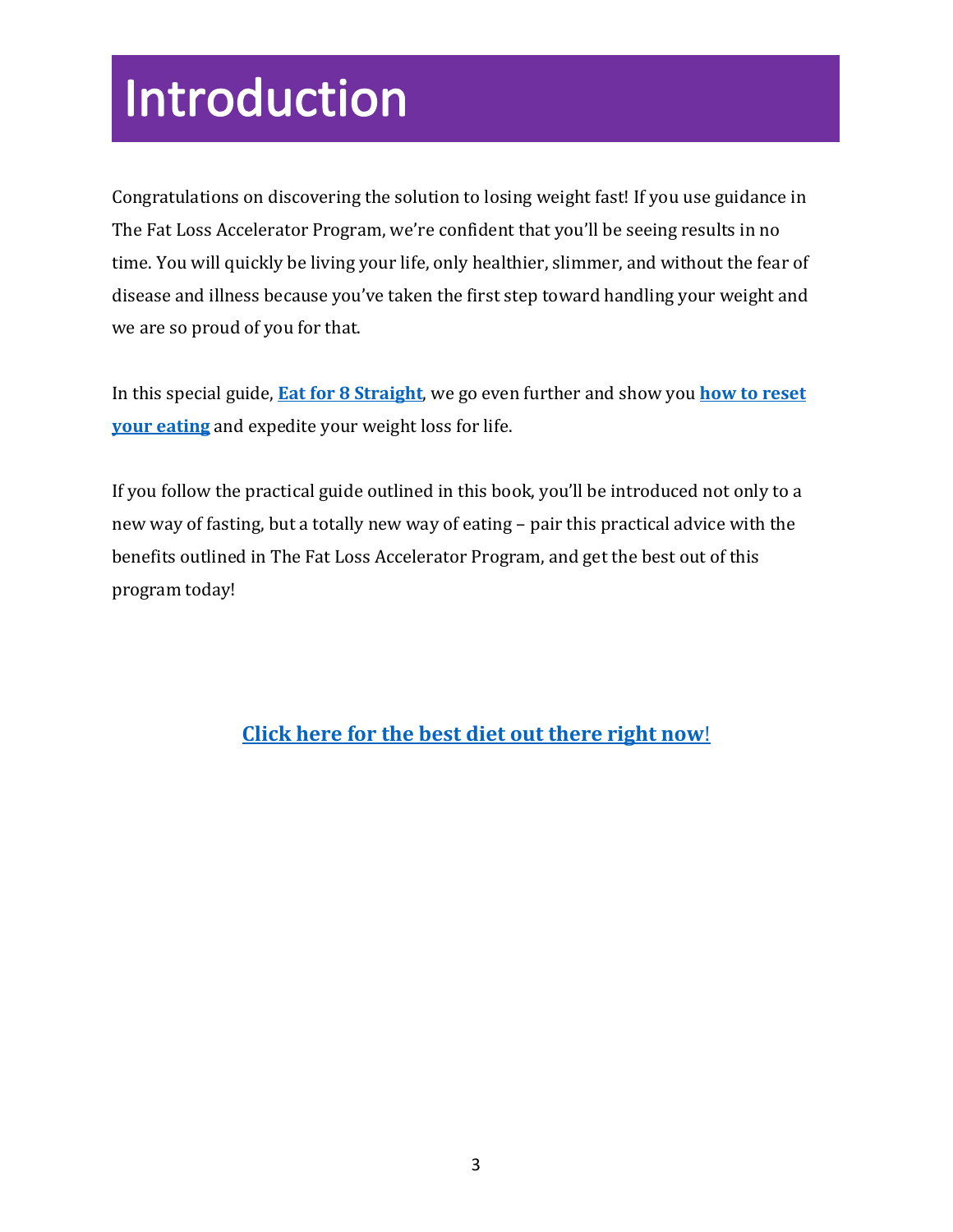# Introduction

Congratulations on discovering the solution to losing weight fast! If you use guidance in The Fat Loss Accelerator Program, we're confident that you'll be seeing results in no time. You will quickly be living your life, only healthier, slimmer, and without the fear of disease and illness because you've taken the first step toward handling your weight and we are so proud of you for that.

In this special guide, **Eat for 8 Straight**, we go even further and show you **how to reset your eating** and expedite your weight loss for life.

If you follow the practical guide outlined in this book, you'll be introduced not only to a new way of fasting, but a totally new way of eating – pair this practical advice with the benefits outlined in The Fat Loss Accelerator Program, and get the best out of this program today!

**Click here for the best diet out there right now!**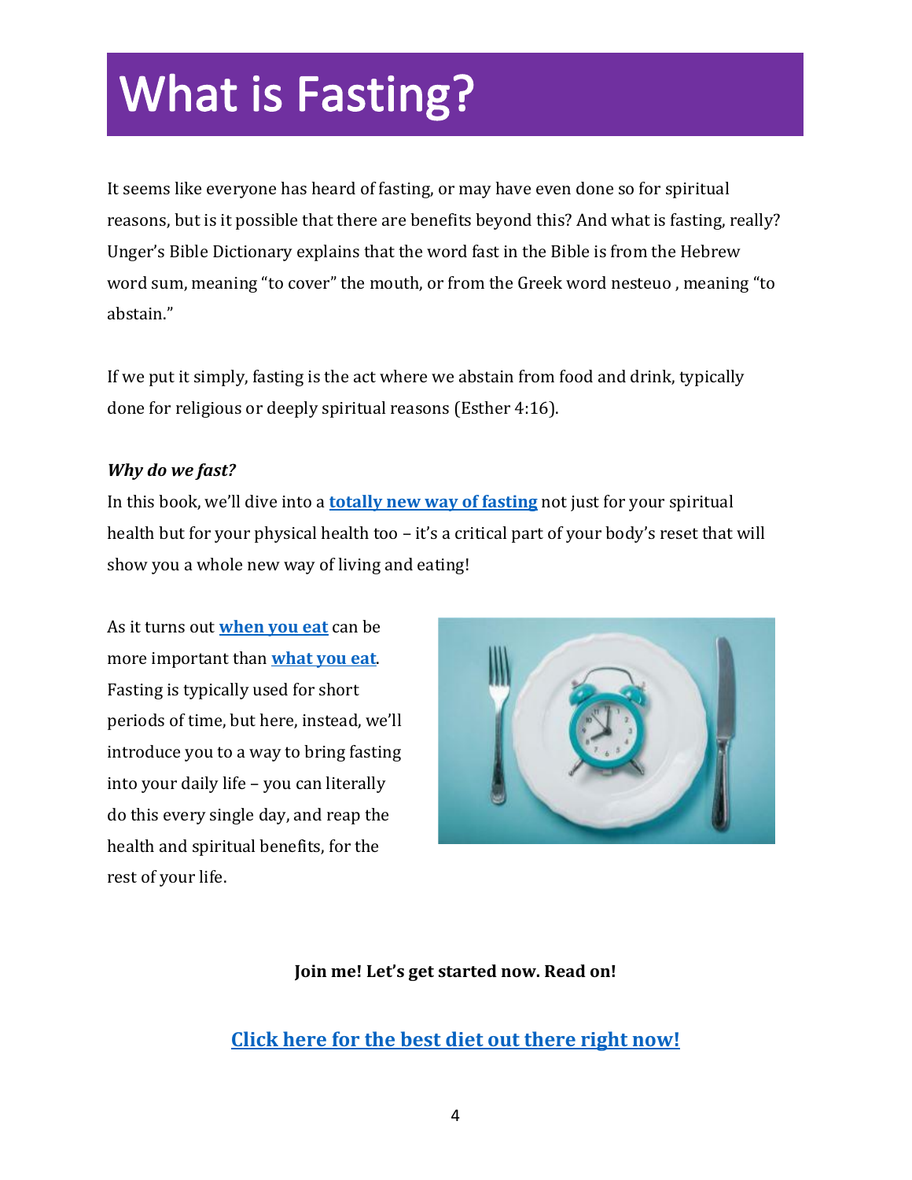# What is Fasting?

It seems like everyone has heard of fasting, or may have even done so for spiritual reasons, but is it possible that there are benefits beyond this? And what is fasting, really? Unger's Bible Dictionary explains that the word fast in the Bible is from the Hebrew word sum, meaning "to cover" the mouth, or from the Greek word nesteuo , meaning "to abstain."

If we put it simply, fasting is the act where we abstain from food and drink, typically done for religious or deeply spiritual reasons (Esther 4:16).

***Why do we fast?***

In this book, we'll dive into a **totally new way of fasting** not just for your spiritual health but for your physical health too – it's a critical part of your body's reset that will show you a whole new way of living and eating!

As it turns out **when you eat** can be more important than **what you eat**. Fasting is typically used for short periods of time, but here, instead, we'll introduce you to a way to bring fasting into your daily life – you can literally do this every single day, and reap the health and spiritual benefits, for the rest of your life.

**Join me! Let's get started now. Read on!**

**Click here for the best diet out there right now!**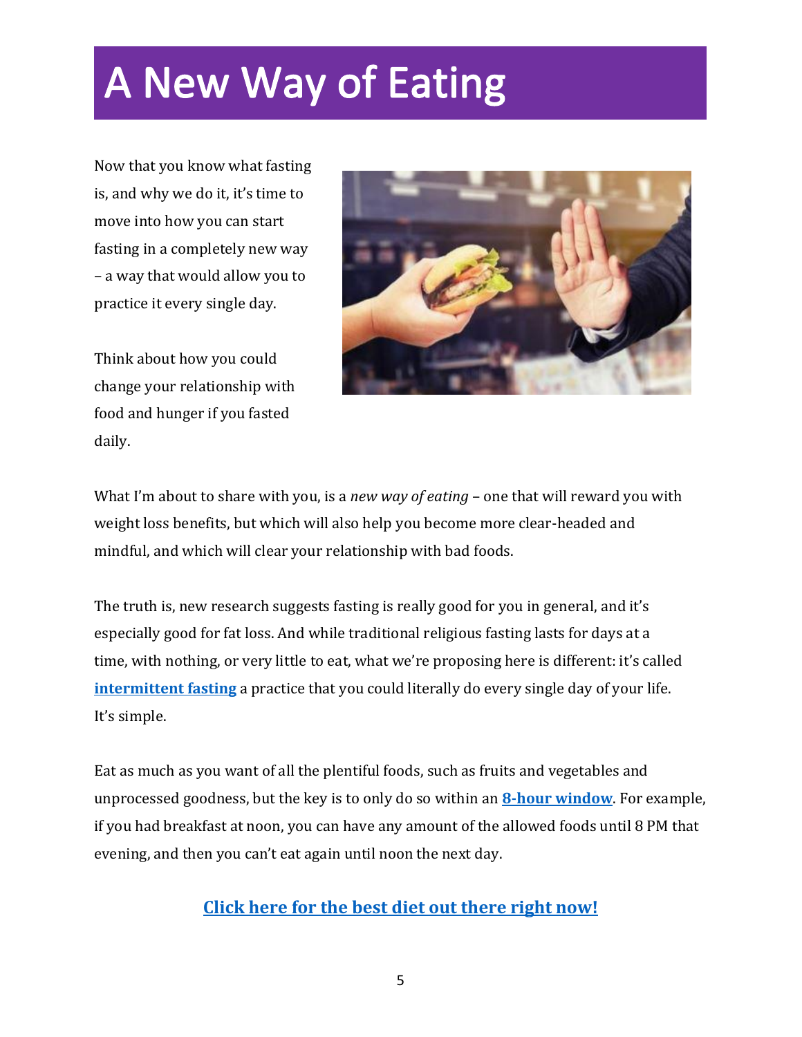# A New Way of Eating

Now that you know what fasting is, and why we do it, it's time to move into how you can start fasting in a completely new way – a way that would allow you to practice it every single day.

Think about how you could change your relationship with food and hunger if you fasted daily.

What I'm about to share with you, is a *new way of eating* – one that will reward you with weight loss benefits, but which will also help you become more clear-headed and mindful, and which will clear your relationship with bad foods.

The truth is, new research suggests fasting is really good for you in general, and it's especially good for fat loss. And while traditional religious fasting lasts for days at a time, with nothing, or very little to eat, what we're proposing here is different: it's called **intermittent fasting** a practice that you could literally do every single day of your life. It's simple.

Eat as much as you want of all the plentiful foods, such as fruits and vegetables and unprocessed goodness, but the key is to only do so within an **8-hour window**. For example, if you had breakfast at noon, you can have any amount of the allowed foods until 8 PM that evening, and then you can't eat again until noon the next day.

**Click here for the best diet out there right now!**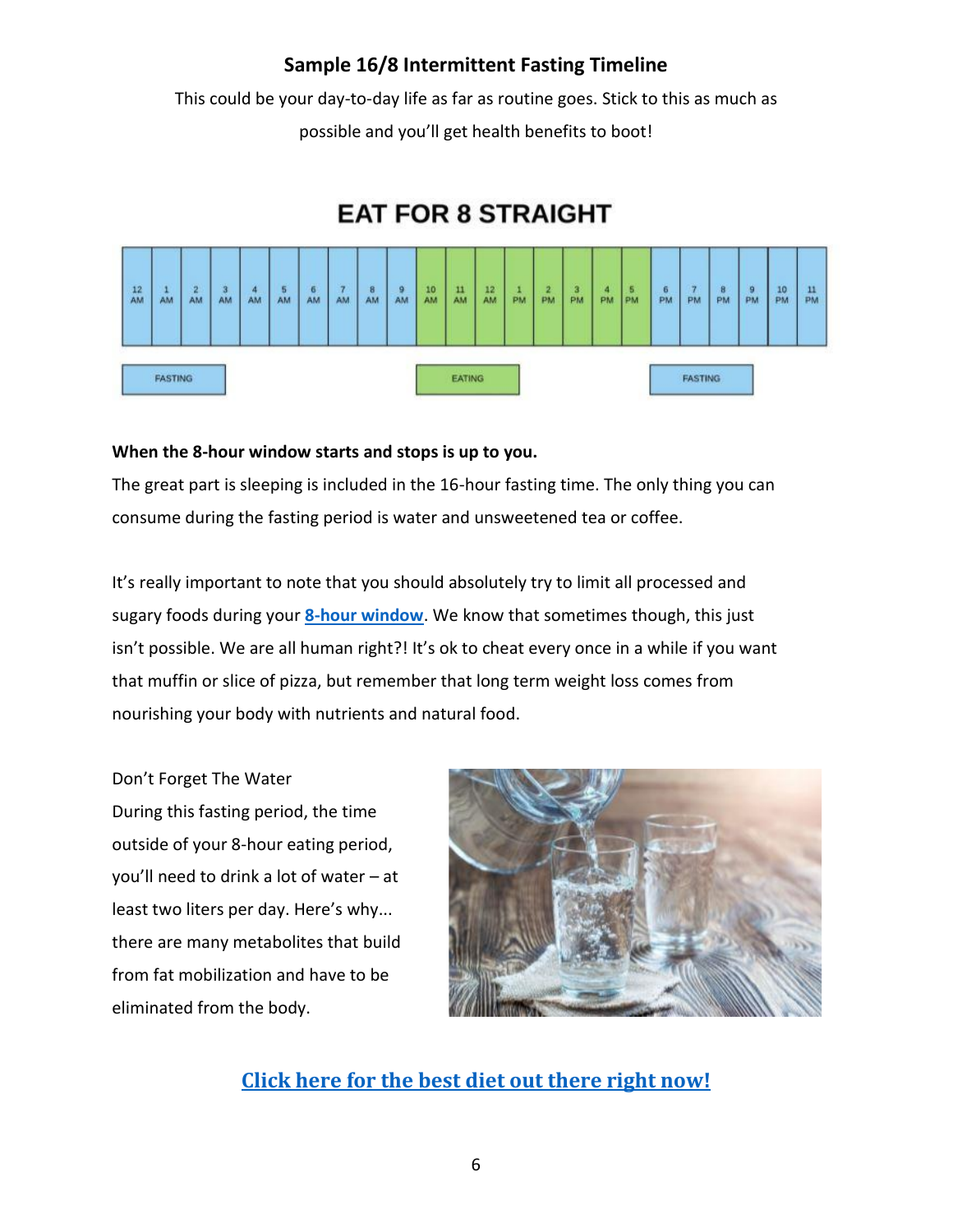## Sample 16/8 Intermittent Fasting Timeline

This could be your day-to-day life as far as routine goes. Stick to this as much as possible and you'll get health benefits to boot!

### EAT FOR 8 STRAIGHT

| 12 AM | 1 AM | 2 AM | 3 AM | 4 AM | 5 AM | 6 AM | 7 AM | 8 AM | 9 AM | 10 AM | 11 AM | 12 AM | 1 PM | 2 PM | 3 PM | 4 PM | 5 PM | 6 PM | 7 PM | 8 PM | 9 PM | 10 PM | 11 PM |
|---|---|---|---|---|---|---|---|---|---|---|---|---|---|---|---|---|---|---|---|---|---|---|---|

FASTING | EATING | FASTING

**When the 8-hour window starts and stops is up to you.**

The great part is sleeping is included in the 16-hour fasting time. The only thing you can consume during the fasting period is water and unsweetened tea or coffee.

It's really important to note that you should absolutely try to limit all processed and sugary foods during your **8-hour window**. We know that sometimes though, this just isn't possible. We are all human right?! It's ok to cheat every once in a while if you want that muffin or slice of pizza, but remember that long term weight loss comes from nourishing your body with nutrients and natural food.

Don't Forget The Water

During this fasting period, the time outside of your 8-hour eating period, you'll need to drink a lot of water – at least two liters per day. Here's why... there are many metabolites that build from fat mobilization and have to be eliminated from the body.

**Click here for the best diet out there right now!**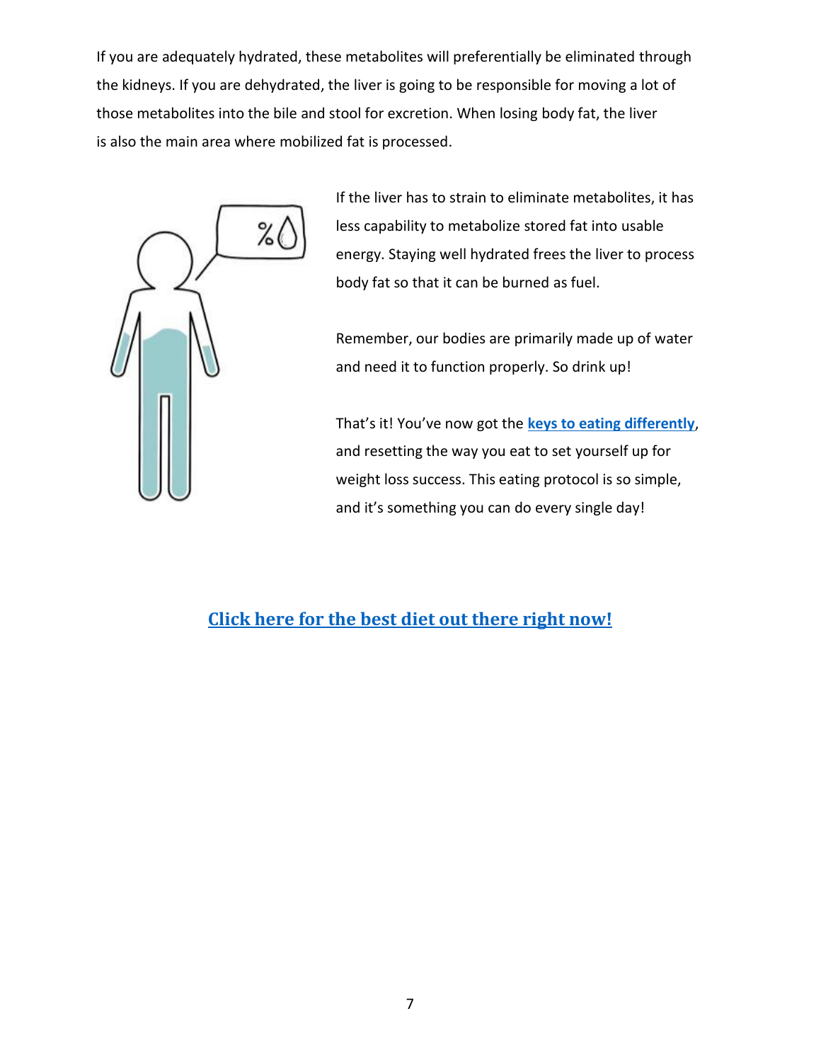If you are adequately hydrated, these metabolites will preferentially be eliminated through the kidneys. If you are dehydrated, the liver is going to be responsible for moving a lot of those metabolites into the bile and stool for excretion. When losing body fat, the liver is also the main area where mobilized fat is processed.

If the liver has to strain to eliminate metabolites, it has less capability to metabolize stored fat into usable energy. Staying well hydrated frees the liver to process body fat so that it can be burned as fuel.

Remember, our bodies are primarily made up of water and need it to function properly. So drink up!

That's it! You've now got the **keys to eating differently**, and resetting the way you eat to set yourself up for weight loss success. This eating protocol is so simple, and it's something you can do every single day!

**Click here for the best diet out there right now!**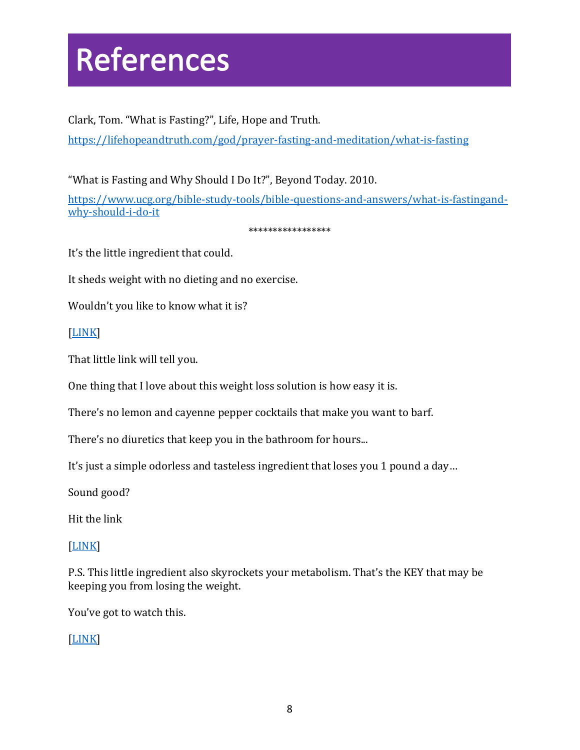# References

Clark, Tom. “What is Fasting?”, Life, Hope and Truth.

[https://lifehopeandtruth.com/god/prayer-fasting-and-meditation/what-is-fasting](https://lifehopeandtruth.com/god/prayer-fasting-and-meditation/what-is-fasting)

“What is Fasting and Why Should I Do It?”, Beyond Today. 2010.

[https://www.ucg.org/bible-study-tools/bible-questions-and-answers/what-is-fastingand-why-should-i-do-it](https://www.ucg.org/bible-study-tools/bible-questions-and-answers/what-is-fastingand-why-should-i-do-it)

*****************

It’s the little ingredient that could.

It sheds weight with no dieting and no exercise.

Wouldn’t you like to know what it is?

[LINK]

That little link will tell you.

One thing that I love about this weight loss solution is how easy it is.

There’s no lemon and cayenne pepper cocktails that make you want to barf.

There’s no diuretics that keep you in the bathroom for hours...

It’s just a simple odorless and tasteless ingredient that loses you 1 pound a day…

Sound good?

Hit the link

[LINK]

P.S. This little ingredient also skyrockets your metabolism. That’s the KEY that may be keeping you from losing the weight.

You’ve got to watch this.

[LINK]